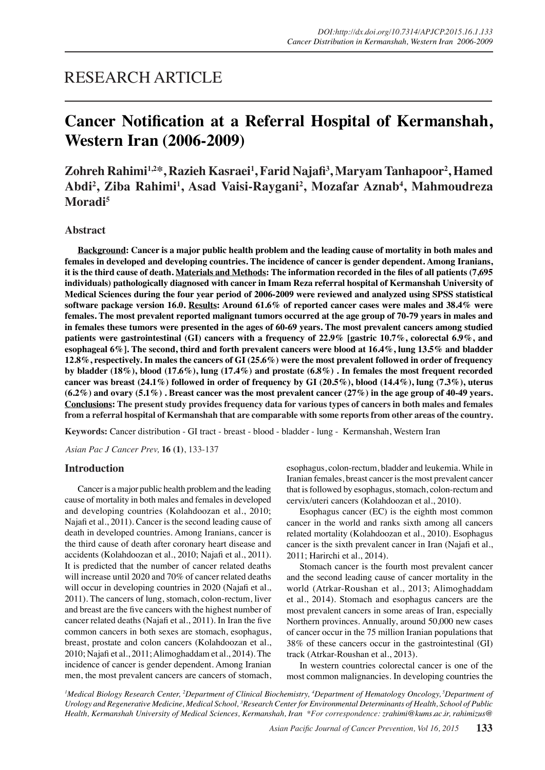RESEARCH ARTICLE

# Cancer Notification at a Referral Hospital of Kermanshah, Western Iran (2006-2009)

**Zohreh Rahimi[1,2]*, Razieh Kasraei[1], Farid Najafi[3], Maryam Tanhapoor[2], Hamed Abdi[2], Ziba Rahimi[1], Asad Vaisi-Raygani[2], Mozafar Aznab[4], Mahmoudreza Moradi[5]**

## Abstract

**Background: Cancer is a major public health problem and the leading cause of mortality in both males and females in developed and developing countries. The incidence of cancer is gender dependent. Among Iranians, it is the third cause of death. Materials and Methods: The information recorded in the files of all patients (7,695 individuals) pathologically diagnosed with cancer in Imam Reza referral hospital of Kermanshah University of Medical Sciences during the four year period of 2006-2009 were reviewed and analyzed using SPSS statistical software package version 16.0. Results: Around 61.6% of reported cancer cases were males and 38.4% were females. The most prevalent reported malignant tumors occurred at the age group of 70-79 years in males and in females these tumors were presented in the ages of 60-69 years. The most prevalent cancers among studied patients were gastrointestinal (GI) cancers with a frequency of 22.9% [gastric 10.7%, colorectal 6.9%, and esophageal 6%]. The second, third and forth prevalent cancers were blood at 16.4%, lung 13.5% and bladder 12.8%, respectively. In males the cancers of GI (25.6%) were the most prevalent followed in order of frequency by bladder (18%), blood (17.6%), lung (17.4%) and prostate (6.8%) . In females the most frequent recorded cancer was breast (24.1%) followed in order of frequency by GI (20.5%), blood (14.4%), lung (7.3%), uterus (6.2%) and ovary (5.1%) . Breast cancer was the most prevalent cancer (27%) in the age group of 40-49 years. Conclusions: The present study provides frequency data for various types of cancers in both males and females from a referral hospital of Kermanshah that are comparable with some reports from other areas of the country.**

**Keywords:** Cancer distribution - GI tract - breast - blood - bladder - lung - Kermanshah, Western Iran

## Introduction

Cancer is a major public health problem and the leading cause of mortality in both males and females in developed and developing countries (Kolahdoozan et al., 2010; Najafi et al., 2011). Cancer is the second leading cause of death in developed countries. Among Iranians, cancer is the third cause of death after coronary heart disease and accidents (Kolahdoozan et al., 2010; Najafi et al., 2011). It is predicted that the number of cancer related deaths will increase until 2020 and 70% of cancer related deaths will occur in developing countries in 2020 (Najafi et al., 2011). The cancers of lung, stomach, colon-rectum, liver and breast are the five cancers with the highest number of cancer related deaths (Najafi et al., 2011). In Iran the five common cancers in both sexes are stomach, esophagus, breast, prostate and colon cancers (Kolahdoozan et al., 2010; Najafi et al., 2011; Alimoghaddam et al., 2014). The incidence of cancer is gender dependent. Among Iranian men, the most prevalent cancers are cancers of stomach, esophagus, colon-rectum, bladder and leukemia. While in Iranian females, breast cancer is the most prevalent cancer that is followed by esophagus, stomach, colon-rectum and cervix/uteri cancers (Kolahdoozan et al., 2010).

Esophagus cancer (EC) is the eighth most common cancer in the world and ranks sixth among all cancers related mortality (Kolahdoozan et al., 2010). Esophagus cancer is the sixth prevalent cancer in Iran (Najafi et al., 2011; Harirchi et al., 2014).

Stomach cancer is the fourth most prevalent cancer and the second leading cause of cancer mortality in the world (Atrkar-Roushan et al., 2013; Alimoghaddam et al., 2014). Stomach and esophagus cancers are the most prevalent cancers in some areas of Iran, especially Northern provinces. Annually, around 50,000 new cases of cancer occur in the 75 million Iranian populations that 38% of these cancers occur in the gastrointestinal (GI) track (Atrkar-Roushan et al., 2013).

In western countries colorectal cancer is one of the most common malignancies. In developing countries the

*[1]Medical Biology Research Center, [2]Department of Clinical Biochemistry, [4]Department of Hematology Oncology, [5]Department of Urology and Regenerative Medicine, Medical School, [3]Research Center for Environmental Determinants of Health, School of Public Health, Kermanshah University of Medical Sciences, Kermanshah, Iran \*For correspondence: zrahimi@kums.ac.ir, rahimizus@*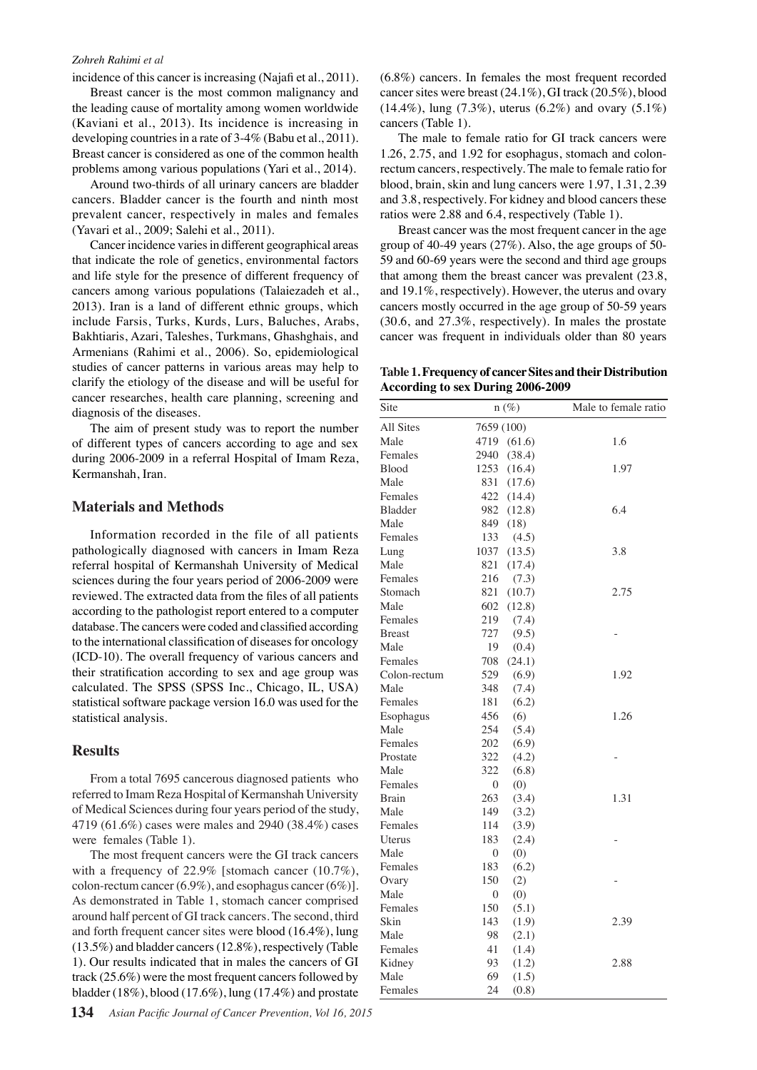incidence of this cancer is increasing (Najafi et al., 2011).

Breast cancer is the most common malignancy and the leading cause of mortality among women worldwide (Kaviani et al., 2013). Its incidence is increasing in developing countries in a rate of 3-4% (Babu et al., 2011). Breast cancer is considered as one of the common health problems among various populations (Yari et al., 2014).

Around two-thirds of all urinary cancers are bladder cancers. Bladder cancer is the fourth and ninth most prevalent cancer, respectively in males and females (Yavari et al., 2009; Salehi et al., 2011).

Cancer incidence varies in different geographical areas that indicate the role of genetics, environmental factors and life style for the presence of different frequency of cancers among various populations (Talaiezadeh et al., 2013). Iran is a land of different ethnic groups, which include Farsis, Turks, Kurds, Lurs, Baluches, Arabs, Bakhtiaris, Azari, Taleshes, Turkmans, Ghashghais, and Armenians (Rahimi et al., 2006). So, epidemiological studies of cancer patterns in various areas may help to clarify the etiology of the disease and will be useful for cancer researches, health care planning, screening and diagnosis of the diseases.

The aim of present study was to report the number of different types of cancers according to age and sex during 2006-2009 in a referral Hospital of Imam Reza, Kermanshah, Iran.

## Materials and Methods

Information recorded in the file of all patients pathologically diagnosed with cancers in Imam Reza referral hospital of Kermanshah University of Medical sciences during the four years period of 2006-2009 were reviewed. The extracted data from the files of all patients according to the pathologist report entered to a computer database. The cancers were coded and classified according to the international classification of diseases for oncology (ICD-10). The overall frequency of various cancers and their stratification according to sex and age group was calculated. The SPSS (SPSS Inc., Chicago, IL, USA) statistical software package version 16.0 was used for the statistical analysis.

## Results

From a total 7695 cancerous diagnosed patients who referred to Imam Reza Hospital of Kermanshah University of Medical Sciences during four years period of the study, 4719 (61.6%) cases were males and 2940 (38.4%) cases were females (Table 1).

The most frequent cancers were the GI track cancers with a frequency of 22.9% [stomach cancer (10.7%), colon-rectum cancer (6.9%), and esophagus cancer (6%)]. As demonstrated in Table 1, stomach cancer comprised around half percent of GI track cancers. The second, third and forth frequent cancer sites were blood (16.4%), lung (13.5%) and bladder cancers (12.8%), respectively (Table 1). Our results indicated that in males the cancers of GI track (25.6%) were the most frequent cancers followed by bladder (18%), blood (17.6%), lung (17.4%) and prostate (6.8%) cancers. In females the most frequent recorded cancer sites were breast (24.1%), GI track (20.5%), blood (14.4%), lung (7.3%), uterus (6.2%) and ovary (5.1%) cancers (Table 1).

The male to female ratio for GI track cancers were 1.26, 2.75, and 1.92 for esophagus, stomach and colon-rectum cancers, respectively. The male to female ratio for blood, brain, skin and lung cancers were 1.97, 1.31, 2.39 and 3.8, respectively. For kidney and blood cancers these ratios were 2.88 and 6.4, respectively (Table 1).

Breast cancer was the most frequent cancer in the age group of 40-49 years (27%). Also, the age groups of 50-59 and 60-69 years were the second and third age groups that among them the breast cancer was prevalent (23.8, and 19.1%, respectively). However, the uterus and ovary cancers mostly occurred in the age group of 50-59 years (30.6, and 27.3%, respectively). In males the prostate cancer was frequent in individuals older than 80 years

**Table 1. Frequency of cancer Sites and their Distribution According to sex During 2006-2009**

| Site | n (%) | Male to female ratio |
|---|---|---|
| All Sites | 7659 (100) | |
| Male | 4719 (61.6) | 1.6 |
| Females | 2940 (38.4) | |
| Blood | 1253 (16.4) | 1.97 |
| Male | 831 (17.6) | |
| Females | 422 (14.4) | |
| Bladder | 982 (12.8) | 6.4 |
| Male | 849 (18) | |
| Females | 133 (4.5) | |
| Lung | 1037 (13.5) | 3.8 |
| Male | 821 (17.4) | |
| Females | 216 (7.3) | |
| Stomach | 821 (10.7) | 2.75 |
| Male | 602 (12.8) | |
| Females | 219 (7.4) | |
| Breast | 727 (9.5) | - |
| Male | 19 (0.4) | |
| Females | 708 (24.1) | |
| Colon-rectum | 529 (6.9) | 1.92 |
| Male | 348 (7.4) | |
| Females | 181 (6.2) | |
| Esophagus | 456 (6) | 1.26 |
| Male | 254 (5.4) | |
| Females | 202 (6.9) | |
| Prostate | 322 (4.2) | - |
| Male | 322 (6.8) | |
| Females | 0 (0) | |
| Brain | 263 (3.4) | 1.31 |
| Male | 149 (3.2) | |
| Females | 114 (3.9) | |
| Uterus | 183 (2.4) | - |
| Male | 0 (0) | |
| Females | 183 (6.2) | |
| Ovary | 150 (2) | - |
| Male | 0 (0) | |
| Females | 150 (5.1) | |
| Skin | 143 (1.9) | 2.39 |
| Male | 98 (2.1) | |
| Females | 41 (1.4) | |
| Kidney | 93 (1.2) | 2.88 |
| Male | 69 (1.5) | |
| Females | 24 (0.8) | |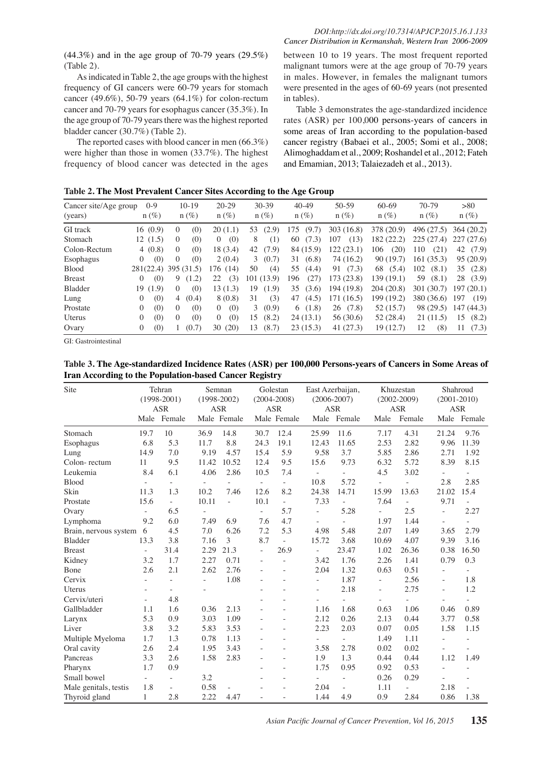(44.3%) and in the age group of 70-79 years (29.5%) (Table 2).

As indicated in Table 2, the age groups with the highest frequency of GI cancers were 60-79 years for stomach cancer (49.6%), 50-79 years (64.1%) for colon-rectum cancer and 70-79 years for esophagus cancer (35.3%). In the age group of 70-79 years there was the highest reported bladder cancer (30.7%) (Table 2).

The reported cases with blood cancer in men (66.3%) were higher than those in women (33.7%). The highest frequency of blood cancer was detected in the ages between 10 to 19 years. The most frequent reported malignant tumors were at the age group of 70-79 years in males. However, in females the malignant tumors were presented in the ages of 60-69 years (not presented in tables).

Table 3 demonstrates the age-standardized incidence rates (ASR) per 100,000 persons-years of cancers in some areas of Iran according to the population-based cancer registry (Babaei et al., 2005; Somi et al., 2008; Alimoghaddam et al., 2009; Roshandel et al., 2012; Fateh and Emamian, 2013; Talaiezadeh et al., 2013).

**Table 2. The Most Prevalent Cancer Sites According to the Age Group**

| Cancer site/Age group (years) | 0-9 n (%) | 10-19 n (%) | 20-29 n (%) | 30-39 n (%) | 40-49 n (%) | 50-59 n (%) | 60-69 n (%) | 70-79 n (%) | >80 n (%) |
|---|---|---|---|---|---|---|---|---|---|
| GI track | 16 (0.9) | 0 (0) | 20 (1.1) | 53 (2.9) | 175 (9.7) | 303 (16.8) | 378 (20.9) | 496 (27.5) | 364 (20.2) |
| Stomach | 12 (1.5) | 0 (0) | 0 (0) | 8 (1) | 60 (7.3) | 107 (13) | 182 (22.2) | 225 (27.4) | 227 (27.6) |
| Colon-Rectum | 4 (0.8) | 0 (0) | 18 (3.4) | 42 (7.9) | 84 (15.9) | 122 (23.1) | 106 (20) | 110 (21) | 42 (7.9) |
| Esophagus | 0 (0) | 0 (0) | 2 (0.4) | 3 (0.7) | 31 (6.8) | 74 (16.2) | 90 (19.7) | 161 (35.3) | 95 (20.9) |
| Blood | 281(22.4) | 395 (31.5) | 176 (14) | 50 (4) | 55 (4.4) | 91 (7.3) | 68 (5.4) | 102 (8.1) | 35 (2.8) |
| Breast | 0 (0) | 9 (1.2) | 22 (3) | 101 (13.9) | 196 (27) | 173 (23.8) | 139 (19.1) | 59 (8.1) | 28 (3.9) |
| Bladder | 19 (1.9) | 0 (0) | 13 (1.3) | 19 (1.9) | 35 (3.6) | 194 (19.8) | 204 (20.8) | 301 (30.7) | 197 (20.1) |
| Lung | 0 (0) | 4 (0.4) | 8 (0.8) | 31 (3) | 47 (4.5) | 171 (16.5) | 199 (19.2) | 380 (36.6) | 197 (19) |
| Prostate | 0 (0) | 0 (0) | 0 (0) | 3 (0.9) | 6 (1.8) | 26 (7.8) | 52 (15.7) | 98 (29.5) | 147 (44.3) |
| Uterus | 0 (0) | 0 (0) | 0 (0) | 15 (8.2) | 24 (13.1) | 56 (30.6) | 52 (28.4) | 21 (11.5) | 15 (8.2) |
| Ovary | 0 (0) | 1 (0.7) | 30 (20) | 13 (8.7) | 23 (15.3) | 41 (27.3) | 19 (12.7) | 12 (8) | 11 (7.3) |

GI: Gastrointestinal

**Table 3. The Age-standardized Incidence Rates (ASR) per 100,000 Persons-years of Cancers in Some Areas of Iran According to the Population-based Cancer Registry**

| Site | Tehran (1998-2001) ASR | | Semnan (1998-2002) ASR | | Golestan (2004-2008) ASR | | East Azerbaijan, (2006-2007) ASR | | Khuzestan (2002-2009) ASR | | Shahroud (2001-2010) ASR | |
|---|---|---|---|---|---|---|---|---|---|---|---|---|
| | Male | Female | Male | Female | Male | Female | Male | Female | Male | Female | Male | Female |
| Stomach | 19.7 | 10 | 36.9 | 14.8 | 30.7 | 12.4 | 25.99 | 11.6 | 7.17 | 4.31 | 21.24 | 9.76 |
| Esophagus | 6.8 | 5.3 | 11.7 | 8.8 | 24.3 | 19.1 | 12.43 | 11.65 | 2.53 | 2.82 | 9.96 | 11.39 |
| Lung | 14.9 | 7.0 | 9.19 | 4.57 | 15.4 | 5.9 | 9.58 | 3.7 | 5.85 | 2.86 | 2.71 | 1.92 |
| Colon- rectum | 11 | 9.5 | 11.42 | 10.52 | 12.4 | 9.5 | 15.6 | 9.73 | 6.32 | 5.72 | 8.39 | 8.15 |
| Leukemia | 8.4 | 6.1 | 4.06 | 2.86 | 10.5 | 7.4 | - | - | 4.5 | 3.02 | - | - |
| Blood | - | - | - | - | - | - | 10.8 | 5.72 | - | - | 2.8 | 2.85 |
| Skin | 11.3 | 1.3 | 10.2 | 7.46 | 12.6 | 8.2 | 24.38 | 14.71 | 15.99 | 13.63 | 21.02 | 15.4 |
| Prostate | 15.6 | - | 10.11 | - | 10.1 | - | 7.33 | - | 7.64 | - | 9.71 | - |
| Ovary | - | 6.5 | - | | - | 5.7 | - | 5.28 | - | 2.5 | - | 2.27 |
| Lymphoma | 9.2 | 6.0 | 7.49 | 6.9 | 7.6 | 4.7 | - | - | 1.97 | 1.44 | - | - |
| Brain, nervous system | 6 | 4.5 | 7.0 | 6.26 | 7.2 | 5.3 | 4.98 | 5.48 | 2.07 | 1.49 | 3.65 | 2.79 |
| Bladder | 13.3 | 3.8 | 7.16 | 3 | 8.7 | - | 15.72 | 3.68 | 10.69 | 4.07 | 9.39 | 3.16 |
| Breast | - | 31.4 | 2.29 | 21.3 | - | 26.9 | - | 23.47 | 1.02 | 26.36 | 0.38 | 16.50 |
| Kidney | 3.2 | 1.7 | 2.27 | 0.71 | - | - | 3.42 | 1.76 | 2.26 | 1.41 | 0.79 | 0.3 |
| Bone | 2.6 | 2.1 | 2.62 | 2.76 | - | - | 2.04 | 1.32 | 0.63 | 0.51 | - | - |
| Cervix | - | - | - | 1.08 | - | - | - | 1.87 | - | 2.56 | - | 1.8 |
| Uterus | - | - | - | | - | - | - | 2.18 | - | 2.75 | - | 1.2 |
| Cervix/uteri | - | 4.8 | | | - | - | - | - | - | - | - | - |
| Gallbladder | 1.1 | 1.6 | 0.36 | 2.13 | - | - | 1.16 | 1.68 | 0.63 | 1.06 | 0.46 | 0.89 |
| Larynx | 5.3 | 0.9 | 3.03 | 1.09 | - | - | 2.12 | 0.26 | 2.13 | 0.44 | 3.77 | 0.58 |
| Liver | 3.8 | 3.2 | 5.83 | 3.53 | - | - | 2.23 | 2.03 | 0.07 | 0.05 | 1.58 | 1.15 |
| Multiple Myeloma | 1.7 | 1.3 | 0.78 | 1.13 | - | - | - | - | 1.49 | 1.11 | - | - |
| Oral cavity | 2.6 | 2.4 | 1.95 | 3.43 | - | - | 3.58 | 2.78 | 0.02 | 0.02 | - | - |
| Pancreas | 3.3 | 2.6 | 1.58 | 2.83 | - | - | 1.9 | 1.3 | 0.44 | 0.44 | 1.12 | 1.49 |
| Pharynx | 1.7 | 0.9 | | | - | - | 1.75 | 0.95 | 0.92 | 0.53 | - | - |
| Small bowel | - | - | 3.2 | | - | - | - | - | 0.26 | 0.29 | - | - |
| Male genitals, testis | 1.8 | - | 0.58 | - | - | - | 2.04 | - | 1.11 | - | 2.18 | - |
| Thyroid gland | 1 | 2.8 | 2.22 | 4.47 | - | - | 1.44 | 4.9 | 0.9 | 2.84 | 0.86 | 1.38 |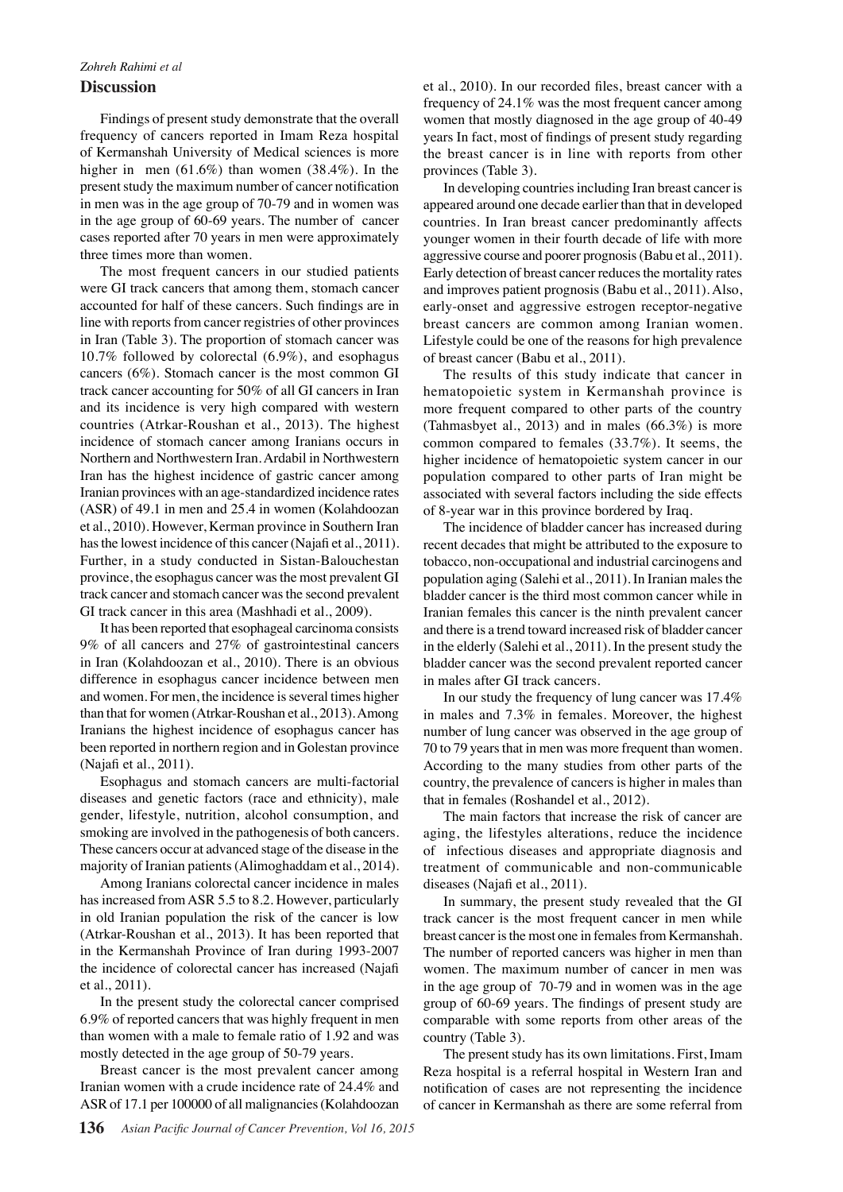## Discussion

Findings of present study demonstrate that the overall frequency of cancers reported in Imam Reza hospital of Kermanshah University of Medical sciences is more higher in men (61.6%) than women (38.4%). In the present study the maximum number of cancer notification in men was in the age group of 70-79 and in women was in the age group of 60-69 years. The number of cancer cases reported after 70 years in men were approximately three times more than women.

The most frequent cancers in our studied patients were GI track cancers that among them, stomach cancer accounted for half of these cancers. Such findings are in line with reports from cancer registries of other provinces in Iran (Table 3). The proportion of stomach cancer was 10.7% followed by colorectal (6.9%), and esophagus cancers (6%). Stomach cancer is the most common GI track cancer accounting for 50% of all GI cancers in Iran and its incidence is very high compared with western countries (Atrkar-Roushan et al., 2013). The highest incidence of stomach cancer among Iranians occurs in Northern and Northwestern Iran. Ardabil in Northwestern Iran has the highest incidence of gastric cancer among Iranian provinces with an age-standardized incidence rates (ASR) of 49.1 in men and 25.4 in women (Kolahdoozan et al., 2010). However, Kerman province in Southern Iran has the lowest incidence of this cancer (Najafi et al., 2011). Further, in a study conducted in Sistan-Balouchestan province, the esophagus cancer was the most prevalent GI track cancer and stomach cancer was the second prevalent GI track cancer in this area (Mashhadi et al., 2009).

It has been reported that esophageal carcinoma consists 9% of all cancers and 27% of gastrointestinal cancers in Iran (Kolahdoozan et al., 2010). There is an obvious difference in esophagus cancer incidence between men and women. For men, the incidence is several times higher than that for women (Atrkar-Roushan et al., 2013). Among Iranians the highest incidence of esophagus cancer has been reported in northern region and in Golestan province (Najafi et al., 2011).

Esophagus and stomach cancers are multi-factorial diseases and genetic factors (race and ethnicity), male gender, lifestyle, nutrition, alcohol consumption, and smoking are involved in the pathogenesis of both cancers. These cancers occur at advanced stage of the disease in the majority of Iranian patients (Alimoghaddam et al., 2014).

Among Iranians colorectal cancer incidence in males has increased from ASR 5.5 to 8.2. However, particularly in old Iranian population the risk of the cancer is low (Atrkar-Roushan et al., 2013). It has been reported that in the Kermanshah Province of Iran during 1993-2007 the incidence of colorectal cancer has increased (Najafi et al., 2011).

In the present study the colorectal cancer comprised 6.9% of reported cancers that was highly frequent in men than women with a male to female ratio of 1.92 and was mostly detected in the age group of 50-79 years.

Breast cancer is the most prevalent cancer among Iranian women with a crude incidence rate of 24.4% and ASR of 17.1 per 100000 of all malignancies (Kolahdoozan et al., 2010). In our recorded files, breast cancer with a frequency of 24.1% was the most frequent cancer among women that mostly diagnosed in the age group of 40-49 years In fact, most of findings of present study regarding the breast cancer is in line with reports from other provinces (Table 3).

In developing countries including Iran breast cancer is appeared around one decade earlier than that in developed countries. In Iran breast cancer predominantly affects younger women in their fourth decade of life with more aggressive course and poorer prognosis (Babu et al., 2011). Early detection of breast cancer reduces the mortality rates and improves patient prognosis (Babu et al., 2011). Also, early-onset and aggressive estrogen receptor-negative breast cancers are common among Iranian women. Lifestyle could be one of the reasons for high prevalence of breast cancer (Babu et al., 2011).

The results of this study indicate that cancer in hematopoietic system in Kermanshah province is more frequent compared to other parts of the country (Tahmasbyet al., 2013) and in males (66.3%) is more common compared to females (33.7%). It seems, the higher incidence of hematopoietic system cancer in our population compared to other parts of Iran might be associated with several factors including the side effects of 8-year war in this province bordered by Iraq.

The incidence of bladder cancer has increased during recent decades that might be attributed to the exposure to tobacco, non-occupational and industrial carcinogens and population aging (Salehi et al., 2011). In Iranian males the bladder cancer is the third most common cancer while in Iranian females this cancer is the ninth prevalent cancer and there is a trend toward increased risk of bladder cancer in the elderly (Salehi et al., 2011). In the present study the bladder cancer was the second prevalent reported cancer in males after GI track cancers.

In our study the frequency of lung cancer was 17.4% in males and 7.3% in females. Moreover, the highest number of lung cancer was observed in the age group of 70 to 79 years that in men was more frequent than women. According to the many studies from other parts of the country, the prevalence of cancers is higher in males than that in females (Roshandel et al., 2012).

The main factors that increase the risk of cancer are aging, the lifestyles alterations, reduce the incidence of infectious diseases and appropriate diagnosis and treatment of communicable and non-communicable diseases (Najafi et al., 2011).

In summary, the present study revealed that the GI track cancer is the most frequent cancer in men while breast cancer is the most one in females from Kermanshah. The number of reported cancers was higher in men than women. The maximum number of cancer in men was in the age group of 70-79 and in women was in the age group of 60-69 years. The findings of present study are comparable with some reports from other areas of the country (Table 3).

The present study has its own limitations. First, Imam Reza hospital is a referral hospital in Western Iran and notification of cases are not representing the incidence of cancer in Kermanshah as there are some referral from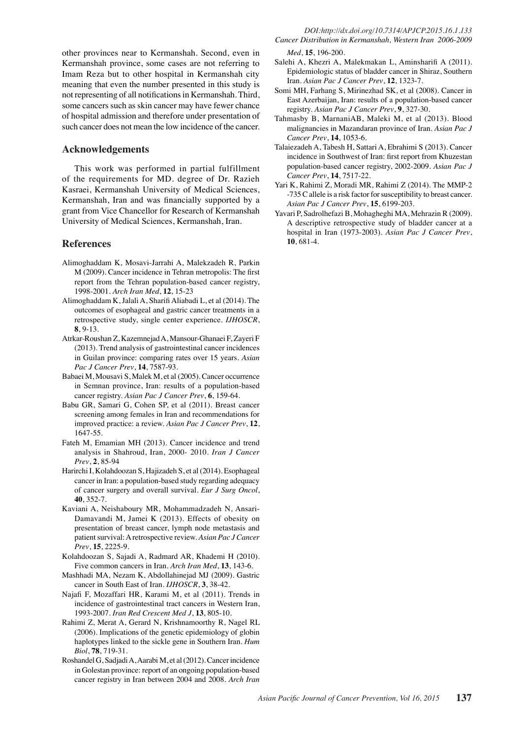other provinces near to Kermanshah. Second, even in Kermanshah province, some cases are not referring to Imam Reza but to other hospital in Kermanshah city meaning that even the number presented in this study is not representing of all notifications in Kermanshah. Third, some cancers such as skin cancer may have fewer chance of hospital admission and therefore under presentation of such cancer does not mean the low incidence of the cancer.

## Acknowledgements

This work was performed in partial fulfillment of the requirements for MD. degree of Dr. Razieh Kasraei, Kermanshah University of Medical Sciences, Kermanshah, Iran and was financially supported by a grant from Vice Chancellor for Research of Kermanshah University of Medical Sciences, Kermanshah, Iran.

## References

Alimoghaddam K, Mosavi-Jarrahi A, Malekzadeh R, Parkin M (2009). Cancer incidence in Tehran metropolis: The first report from the Tehran population-based cancer registry, 1998-2001. *Arch Iran Med*, **12**, 15-23

Alimoghaddam K, Jalali A, Sharifi Aliabadi L, et al (2014). The outcomes of esophageal and gastric cancer treatments in a retrospective study, single center experience. *IJHOSCR*, **8**, 9-13.

Atrkar-Roushan Z, Kazemnejad A, Mansour-Ghanaei F, Zayeri F (2013). Trend analysis of gastrointestinal cancer incidences in Guilan province: comparing rates over 15 years. *Asian Pac J Cancer Prev*, **14**, 7587-93.

Babaei M, Mousavi S, Malek M, et al (2005). Cancer occurrence in Semnan province, Iran: results of a population-based cancer registry. *Asian Pac J Cancer Prev*, **6**, 159-64.

Babu GR, Samari G, Cohen SP, et al (2011). Breast cancer screening among females in Iran and recommendations for improved practice: a review. *Asian Pac J Cancer Prev*, **12**, 1647-55.

Fateh M, Emamian MH (2013). Cancer incidence and trend analysis in Shahroud, Iran, 2000- 2010. *Iran J Cancer Prev*, **2**, 85-94

Harirchi I, Kolahdoozan S, Hajizadeh S, et al (2014). Esophageal cancer in Iran: a population-based study regarding adequacy of cancer surgery and overall survival. *Eur J Surg Oncol*, **40**, 352-7.

Kaviani A, Neishaboury MR, Mohammadzadeh N, Ansari-Damavandi M, Jamei K (2013). Effects of obesity on presentation of breast cancer, lymph node metastasis and patient survival: A retrospective review. *Asian Pac J Cancer Prev*, **15**, 2225-9.

Kolahdoozan S, Sajadi A, Radmard AR, Khademi H (2010). Five common cancers in Iran. *Arch Iran Med*, **13**, 143-6.

Mashhadi MA, Nezam K, Abdollahinejad MJ (2009). Gastric cancer in South East of Iran. *IJHOSCR*, **3**, 38-42.

Najafi F, Mozaffari HR, Karami M, et al (2011). Trends in incidence of gastrointestinal tract cancers in Western Iran, 1993-2007. *Iran Red Crescent Med J*, **13**, 805-10.

Rahimi Z, Merat A, Gerard N, Krishnamoorthy R, Nagel RL (2006). Implications of the genetic epidemiology of globin haplotypes linked to the sickle gene in Southern Iran. *Hum Biol*, **78**, 719-31.

Roshandel G, Sadjadi A, Aarabi M, et al (2012). Cancer incidence in Golestan province: report of an ongoing population-based cancer registry in Iran between 2004 and 2008. *Arch Iran Med*, **15**, 196-200.

Salehi A, Khezri A, Malekmakan L, Aminsharifi A (2011). Epidemiologic status of bladder cancer in Shiraz, Southern Iran. *Asian Pac J Cancer Prev*, **12**, 1323-7.

Somi MH, Farhang S, Mirinezhad SK, et al (2008). Cancer in East Azerbaijan, Iran: results of a population-based cancer registry. *Asian Pac J Cancer Prev*, **9**, 327-30.

Tahmasby B, MarnaniAB, Maleki M, et al (2013). Blood malignancies in Mazandaran province of Iran. *Asian Pac J Cancer Prev*, **14**, 1053-6.

Talaiezadeh A, Tabesh H, Sattari A, Ebrahimi S (2013). Cancer incidence in Southwest of Iran: first report from Khuzestan population-based cancer registry, 2002-2009. *Asian Pac J Cancer Prev*, **14**, 7517-22.

Yari K, Rahimi Z, Moradi MR, Rahimi Z (2014). The MMP-2 -735 C allele is a risk factor for susceptibility to breast cancer. *Asian Pac J Cancer Prev*, **15**, 6199-203.

Yavari P, Sadrolhefazi B, Mohagheghi MA, Mehrazin R (2009). A descriptive retrospective study of bladder cancer at a hospital in Iran (1973-2003). *Asian Pac J Cancer Prev*, **10**, 681-4.